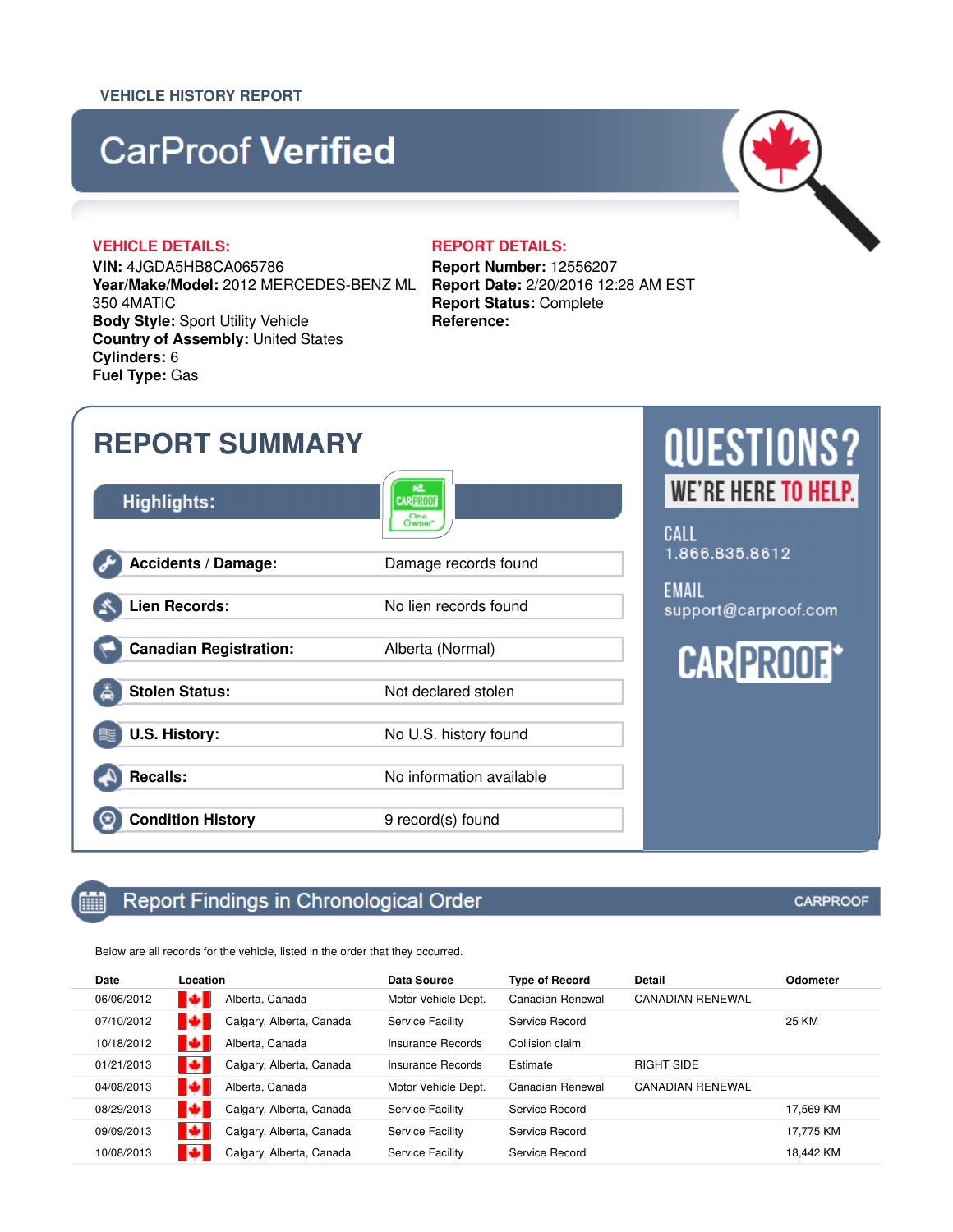VEHICLE HISTORY REPORT

# CarProof **Verified**

**VEHICLE DETAILS:**

**VIN:** 4JGDA5HB8CA065786
**Year/Make/Model:** 2012 MERCEDES-BENZ ML 350 4MATIC
**Body Style:** Sport Utility Vehicle
**Country of Assembly:** United States
**Cylinders:** 6
**Fuel Type:** Gas

**REPORT DETAILS:**

**Report Number:** 12556207
**Report Date:** 2/20/2016 12:28 AM EST
**Report Status:** Complete
**Reference:**

## REPORT SUMMARY

**Highlights:**

CARPROOF One Owner

| | |
|---|---|
| **Accidents / Damage:** | Damage records found |
| **Lien Records:** | No lien records found |
| **Canadian Registration:** | Alberta (Normal) |
| **Stolen Status:** | Not declared stolen |
| **U.S. History:** | No U.S. history found |
| **Recalls:** | No information available |
| **Condition History** | 9 record(s) found |

QUESTIONS? WE'RE HERE TO HELP.

CALL
1.866.835.8612

EMAIL
support@carproof.com

CARPROOF

## Report Findings in Chronological Order

CARPROOF

Below are all records for the vehicle, listed in the order that they occurred.

| Date | Location | Data Source | Type of Record | Detail | Odometer |
|---|---|---|---|---|---|
| 06/06/2012 | Alberta, Canada | Motor Vehicle Dept. | Canadian Renewal | CANADIAN RENEWAL | |
| 07/10/2012 | Calgary, Alberta, Canada | Service Facility | Service Record | | 25 KM |
| 10/18/2012 | Alberta, Canada | Insurance Records | Collision claim | | |
| 01/21/2013 | Calgary, Alberta, Canada | Insurance Records | Estimate | RIGHT SIDE | |
| 04/08/2013 | Alberta, Canada | Motor Vehicle Dept. | Canadian Renewal | CANADIAN RENEWAL | |
| 08/29/2013 | Calgary, Alberta, Canada | Service Facility | Service Record | | 17,569 KM |
| 09/09/2013 | Calgary, Alberta, Canada | Service Facility | Service Record | | 17,775 KM |
| 10/08/2013 | Calgary, Alberta, Canada | Service Facility | Service Record | | 18,442 KM |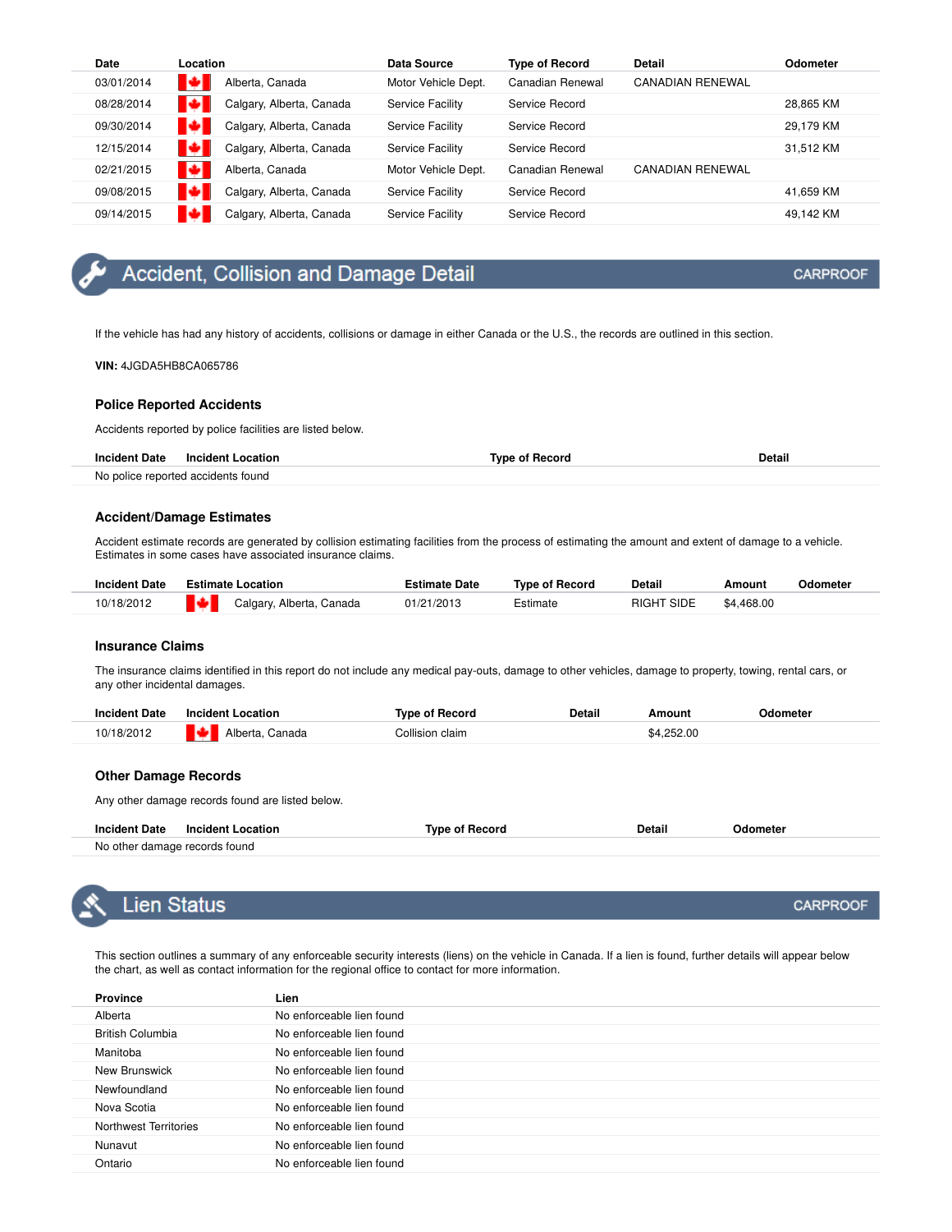| Date | Location | Data Source | Type of Record | Detail | Odometer |
|---|---|---|---|---|---|
| 03/01/2014 | Alberta, Canada | Motor Vehicle Dept. | Canadian Renewal | CANADIAN RENEWAL | |
| 08/28/2014 | Calgary, Alberta, Canada | Service Facility | Service Record | | 28,865 KM |
| 09/30/2014 | Calgary, Alberta, Canada | Service Facility | Service Record | | 29,179 KM |
| 12/15/2014 | Calgary, Alberta, Canada | Service Facility | Service Record | | 31,512 KM |
| 02/21/2015 | Alberta, Canada | Motor Vehicle Dept. | Canadian Renewal | CANADIAN RENEWAL | |
| 09/08/2015 | Calgary, Alberta, Canada | Service Facility | Service Record | | 41,659 KM |
| 09/14/2015 | Calgary, Alberta, Canada | Service Facility | Service Record | | 49,142 KM |

## Accident, Collision and Damage Detail

CARPROOF

If the vehicle has had any history of accidents, collisions or damage in either Canada or the U.S., the records are outlined in this section.

**VIN:** 4JGDA5HB8CA065786

### Police Reported Accidents

Accidents reported by police facilities are listed below.

| Incident Date | Incident Location | Type of Record | Detail |
|---|---|---|---|
| No police reported accidents found | | | |

### Accident/Damage Estimates

Accident estimate records are generated by collision estimating facilities from the process of estimating the amount and extent of damage to a vehicle. Estimates in some cases have associated insurance claims.

| Incident Date | Estimate Location | Estimate Date | Type of Record | Detail | Amount | Odometer |
|---|---|---|---|---|---|---|
| 10/18/2012 | Calgary, Alberta, Canada | 01/21/2013 | Estimate | RIGHT SIDE | $4,468.00 | |

### Insurance Claims

The insurance claims identified in this report do not include any medical pay-outs, damage to other vehicles, damage to property, towing, rental cars, or any other incidental damages.

| Incident Date | Incident Location | Type of Record | Detail | Amount | Odometer |
|---|---|---|---|---|---|
| 10/18/2012 | Alberta, Canada | Collision claim | | $4,252.00 | |

### Other Damage Records

Any other damage records found are listed below.

| Incident Date | Incident Location | Type of Record | Detail | Odometer |
|---|---|---|---|---|
| No other damage records found | | | | |

## Lien Status

CARPROOF

This section outlines a summary of any enforceable security interests (liens) on the vehicle in Canada. If a lien is found, further details will appear below the chart, as well as contact information for the regional office to contact for more information.

| Province | Lien |
|---|---|
| Alberta | No enforceable lien found |
| British Columbia | No enforceable lien found |
| Manitoba | No enforceable lien found |
| New Brunswick | No enforceable lien found |
| Newfoundland | No enforceable lien found |
| Nova Scotia | No enforceable lien found |
| Northwest Territories | No enforceable lien found |
| Nunavut | No enforceable lien found |
| Ontario | No enforceable lien found |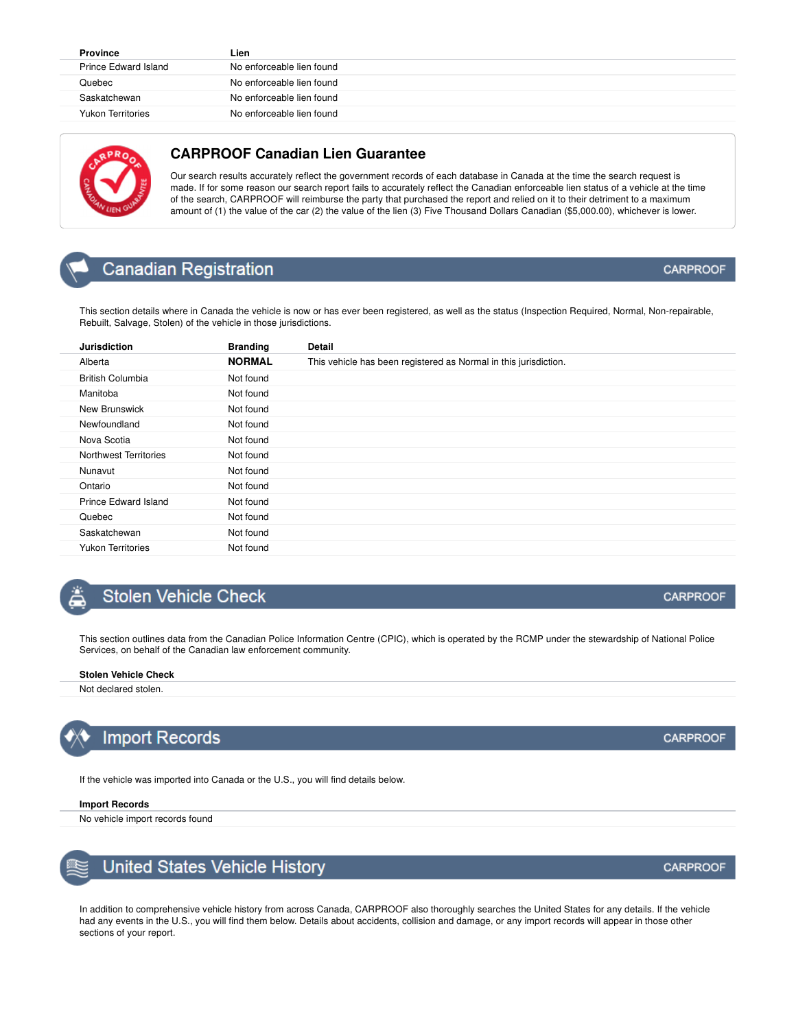| Province | Lien |
| --- | --- |
| Prince Edward Island | No enforceable lien found |
| Quebec | No enforceable lien found |
| Saskatchewan | No enforceable lien found |
| Yukon Territories | No enforceable lien found |

### CARPROOF Canadian Lien Guarantee

Our search results accurately reflect the government records of each database in Canada at the time the search request is made. If for some reason our search report fails to accurately reflect the Canadian enforceable lien status of a vehicle at the time of the search, CARPROOF will reimburse the party that purchased the report and relied on it to their detriment to a maximum amount of (1) the value of the car (2) the value of the lien (3) Five Thousand Dollars Canadian ($5,000.00), whichever is lower.

## Canadian Registration

CARPROOF

This section details where in Canada the vehicle is now or has ever been registered, as well as the status (Inspection Required, Normal, Non-repairable, Rebuilt, Salvage, Stolen) of the vehicle in those jurisdictions.

| Jurisdiction | Branding | Detail |
| --- | --- | --- |
| Alberta | **NORMAL** | This vehicle has been registered as Normal in this jurisdiction. |
| British Columbia | Not found | |
| Manitoba | Not found | |
| New Brunswick | Not found | |
| Newfoundland | Not found | |
| Nova Scotia | Not found | |
| Northwest Territories | Not found | |
| Nunavut | Not found | |
| Ontario | Not found | |
| Prince Edward Island | Not found | |
| Quebec | Not found | |
| Saskatchewan | Not found | |
| Yukon Territories | Not found | |

## Stolen Vehicle Check

CARPROOF

This section outlines data from the Canadian Police Information Centre (CPIC), which is operated by the RCMP under the stewardship of National Police Services, on behalf of the Canadian law enforcement community.

| Stolen Vehicle Check |
| --- |
| Not declared stolen. |

## Import Records

CARPROOF

If the vehicle was imported into Canada or the U.S., you will find details below.

| Import Records |
| --- |
| No vehicle import records found |

## United States Vehicle History

CARPROOF

In addition to comprehensive vehicle history from across Canada, CARPROOF also thoroughly searches the United States for any details. If the vehicle had any events in the U.S., you will find them below. Details about accidents, collision and damage, or any import records will appear in those other sections of your report.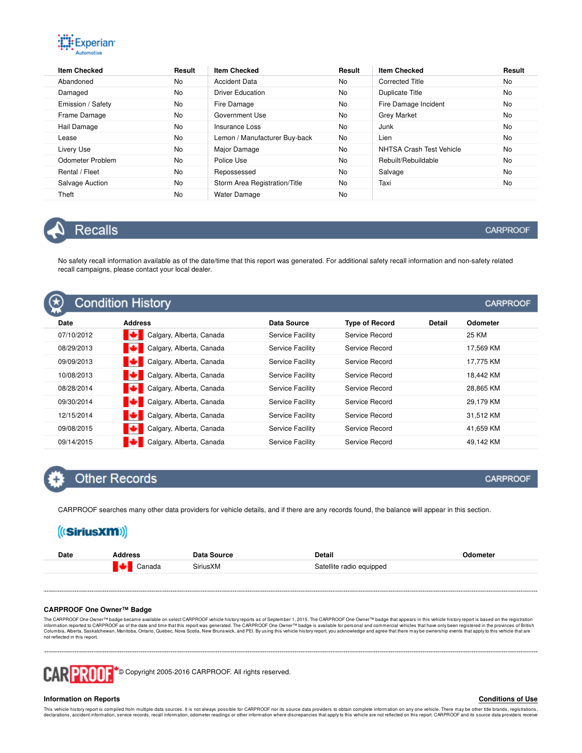Experian Automotive

| Item Checked | Result | Item Checked | Result | Item Checked | Result |
|---|---|---|---|---|---|
| Abandoned | No | Accident Data | No | Corrected Title | No |
| Damaged | No | Driver Education | No | Duplicate Title | No |
| Emission / Safety | No | Fire Damage | No | Fire Damage Incident | No |
| Frame Damage | No | Government Use | No | Grey Market | No |
| Hail Damage | No | Insurance Loss | No | Junk | No |
| Lease | No | Lemon / Manufacturer Buy-back | No | Lien | No |
| Livery Use | No | Major Damage | No | NHTSA Crash Test Vehicle | No |
| Odometer Problem | No | Police Use | No | Rebuilt/Rebuildable | No |
| Rental / Fleet | No | Repossessed | No | Salvage | No |
| Salvage Auction | No | Storm Area Registration/Title | No | Taxi | No |
| Theft | No | Water Damage | No | | |

## Recalls

CARPROOF

No safety recall information available as of the date/time that this report was generated. For additional safety recall information and non-safety related recall campaigns, please contact your local dealer.

## Condition History

CARPROOF

| Date | Address | Data Source | Type of Record | Detail | Odometer |
|---|---|---|---|---|---|
| 07/10/2012 | Calgary, Alberta, Canada | Service Facility | Service Record | | 25 KM |
| 08/29/2013 | Calgary, Alberta, Canada | Service Facility | Service Record | | 17,569 KM |
| 09/09/2013 | Calgary, Alberta, Canada | Service Facility | Service Record | | 17,775 KM |
| 10/08/2013 | Calgary, Alberta, Canada | Service Facility | Service Record | | 18,442 KM |
| 08/28/2014 | Calgary, Alberta, Canada | Service Facility | Service Record | | 28,865 KM |
| 09/30/2014 | Calgary, Alberta, Canada | Service Facility | Service Record | | 29,179 KM |
| 12/15/2014 | Calgary, Alberta, Canada | Service Facility | Service Record | | 31,512 KM |
| 09/08/2015 | Calgary, Alberta, Canada | Service Facility | Service Record | | 41,659 KM |
| 09/14/2015 | Calgary, Alberta, Canada | Service Facility | Service Record | | 49,142 KM |

## Other Records

CARPROOF

CARPROOF searches many other data providers for vehicle details, and if there are any records found, the balance will appear in this section.

SiriusXM

| Date | Address | Data Source | Detail | Odometer |
|---|---|---|---|---|
| | Canada | SiriusXM | Satellite radio equipped | |

**CARPROOF One Owner™ Badge**

The CARPROOF One Owner™ badge became available on select CARPROOF vehicle history reports as of September 1, 2015. The CARPROOF One Owner™ badge that appears in this vehicle history report is based on the registration information reported to CARPROOF as of the date and time that this report was generated. The CARPROOF One Owner™ badge is available for personal and commercial vehicles that have only been registered in the provinces of British Columbia, Alberta, Saskatchewan, Manitoba, Ontario, Quebec, Nova Scotia, New Brunswick, and PEI. By using this vehicle history report, you acknowledge and agree that there may be ownership events that apply to this vehicle that are not reflected in this report.

CARPROOF © Copyright 2005-2016 CARPROOF. All rights reserved.

**Information on Reports**

**Conditions of Use**

This vehicle history report is compiled from multiple data sources. It is not always possible for CARPROOF nor its source data providers to obtain complete information on any one vehicle. There may be other title brands, registrations, declarations, accident information, service records, recall information, odometer readings or other information where discrepancies that apply to this vehicle are not reflected on this report. CARPROOF and its source data providers receive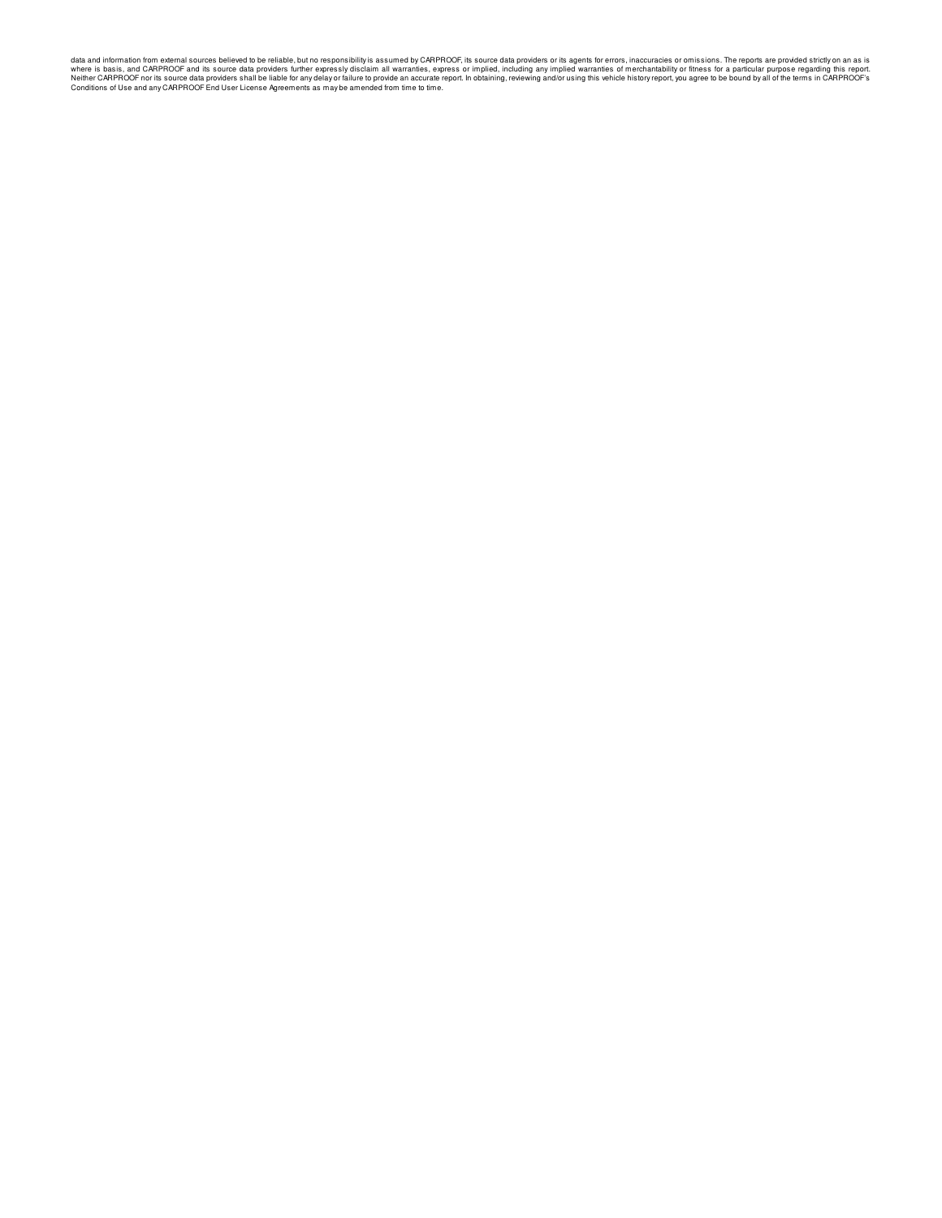data and information from external sources believed to be reliable, but no responsibility is assumed by CARPROOF, its source data providers or its agents for errors, inaccuracies or omissions. The reports are provided strictly on an as is where is basis, and CARPROOF and its source data providers further expressly disclaim all warranties, express or implied, including any implied warranties of merchantability or fitness for a particular purpose regarding this report. Neither CARPROOF nor its source data providers shall be liable for any delay or failure to provide an accurate report. In obtaining, reviewing and/or using this vehicle history report, you agree to be bound by all of the terms in CARPROOF's Conditions of Use and any CARPROOF End User License Agreements as may be amended from time to time.